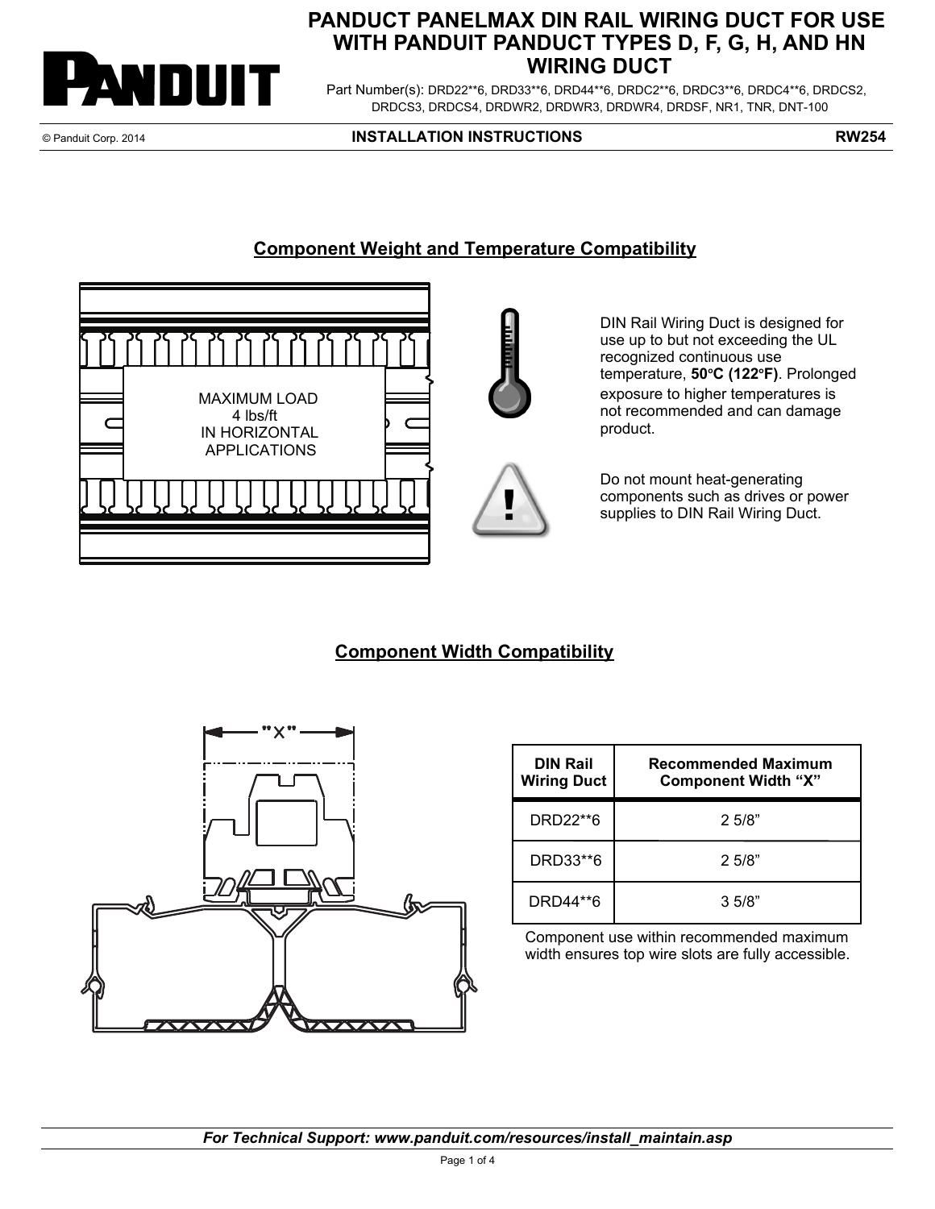# PANDUCT PANELMAX DIN RAIL WIRING DUCT FOR USE WITH PANDUIT PANDUCT TYPES D, F, G, H, AND HN WIRING DUCT

Part Number(s): DRD22**6, DRD33**6, DRD44**6, DRDC2**6, DRDC3**6, DRDC4**6, DRDCS2, DRDCS3, DRDCS4, DRDWR2, DRDWR3, DRDWR4, DRDSF, NR1, TNR, DNT-100

© Panduit Corp. 2014 **INSTALLATION INSTRUCTIONS** **RW254**

## Component Weight and Temperature Compatibility

MAXIMUM LOAD
4 lbs/ft
IN HORIZONTAL
APPLICATIONS

DIN Rail Wiring Duct is designed for use up to but not exceeding the UL recognized continuous use temperature, **50°C (122°F)**. Prolonged exposure to higher temperatures is not recommended and can damage product.

Do not mount heat-generating components such as drives or power supplies to DIN Rail Wiring Duct.

## Component Width Compatibility

"X"

| DIN Rail Wiring Duct | Recommended Maximum Component Width "X" |
|---|---|
| DRD22**6 | 2 5/8" |
| DRD33**6 | 2 5/8" |
| DRD44**6 | 3 5/8" |

Component use within recommended maximum width ensures top wire slots are fully accessible.

***For Technical Support: www.panduit.com/resources/install_maintain.asp***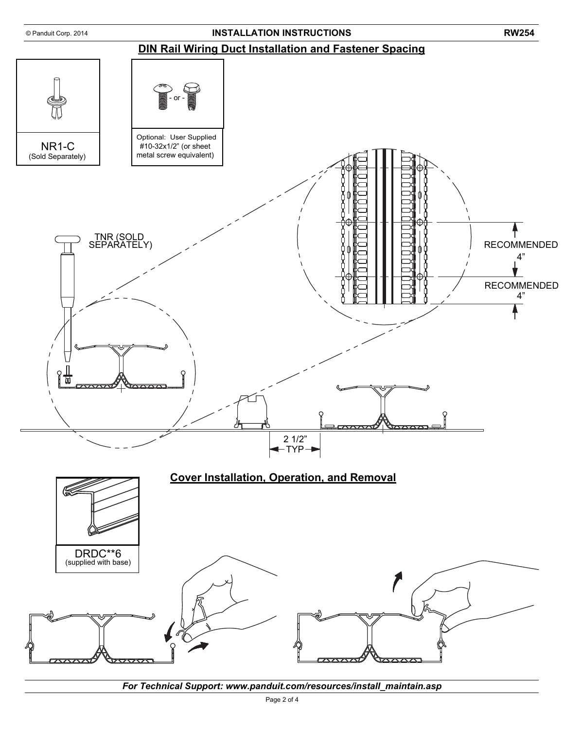## DIN Rail Wiring Duct Installation and Fastener Spacing

NR1-C
(Sold Separately)

- or -

Optional: User Supplied #10-32x1/2" (or sheet metal screw equivalent)

TNR (SOLD SEPARATELY)

RECOMMENDED 4"

RECOMMENDED 4"

2 1/2" TYP

## Cover Installation, Operation, and Removal

DRDC**6
(supplied with base)

*For Technical Support: www.panduit.com/resources/install_maintain.asp*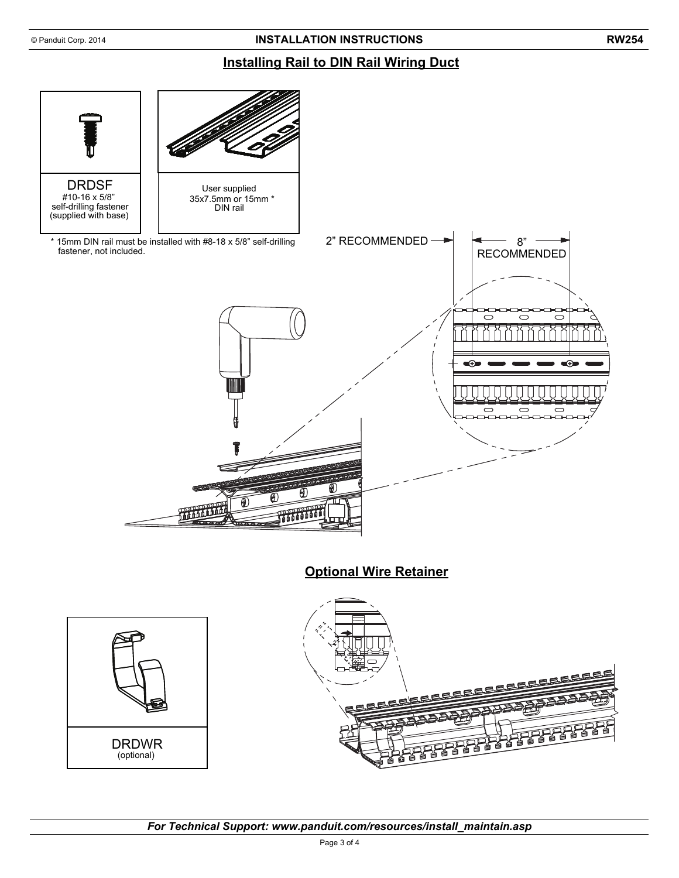## Installing Rail to DIN Rail Wiring Duct

DRDSF
#10-16 x 5/8"
self-drilling fastener
(supplied with base)

User supplied
35x7.5mm or 15mm *
DIN rail

\* 15mm DIN rail must be installed with #8-18 x 5/8" self-drilling fastener, not included.

2" RECOMMENDED

8" RECOMMENDED

## Optional Wire Retainer

DRDWR
(optional)

*For Technical Support: www.panduit.com/resources/install_maintain.asp*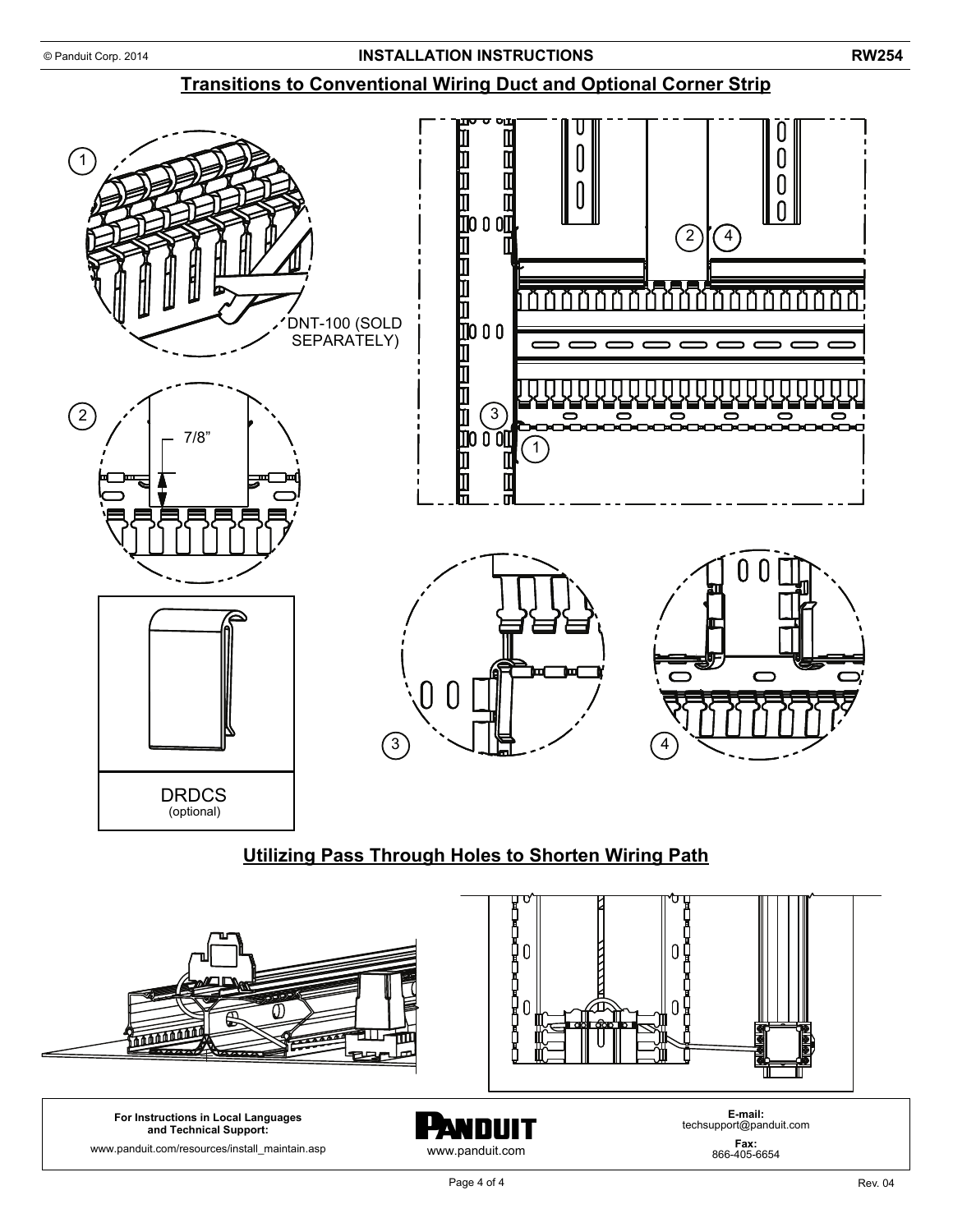## Transitions to Conventional Wiring Duct and Optional Corner Strip

1

DNT-100 (SOLD SEPARATELY)

2

7/8"

DRDCS
(optional)

3

4

## Utilizing Pass Through Holes to Shorten Wiring Path

For Instructions in Local Languages and Technical Support:

www.panduit.com/resources/install_maintain.asp

PANDUIT

www.panduit.com

E-mail:
techsupport@panduit.com

Fax:
866-405-6654